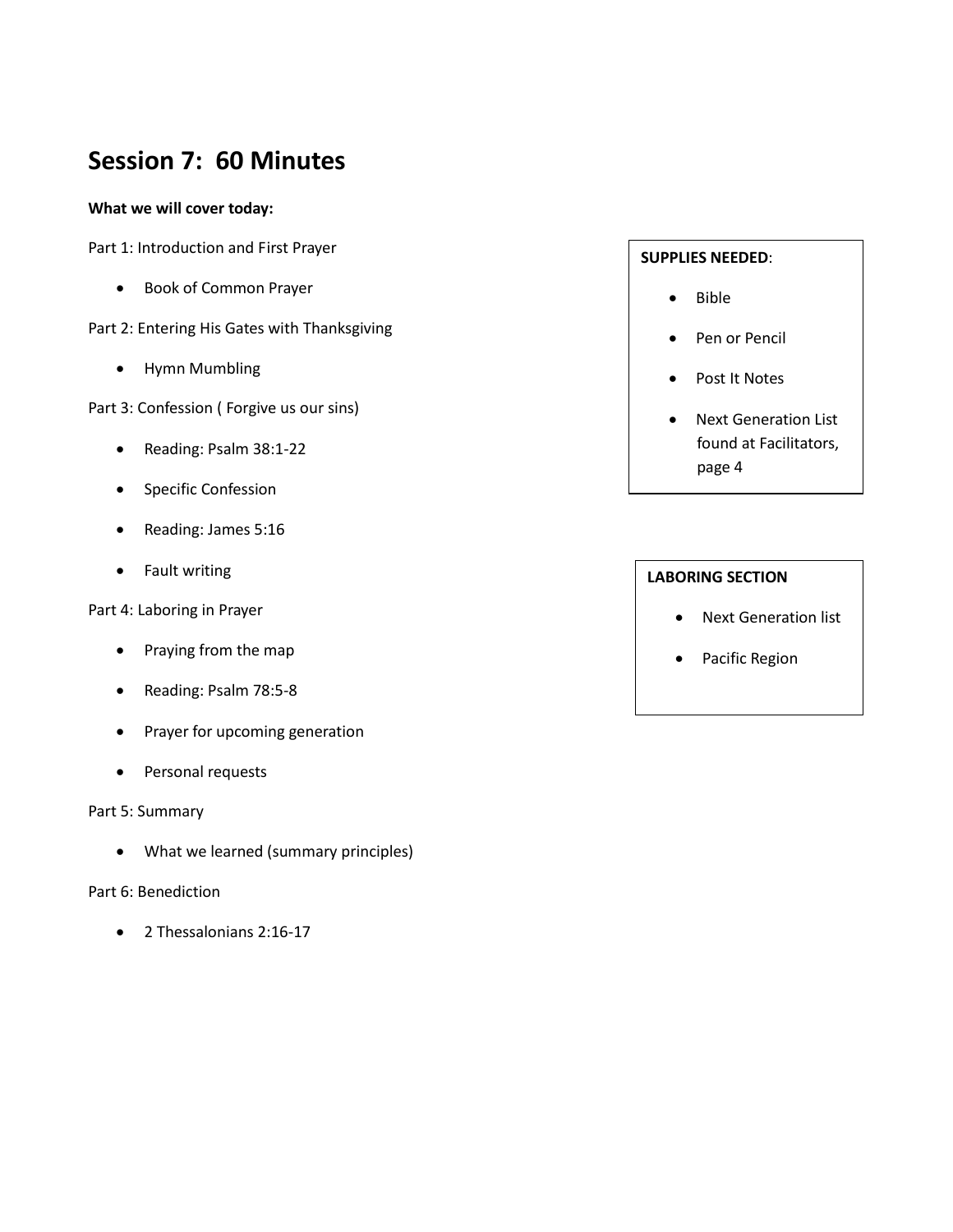# Session 7: 60 Minutes

**What we will cover today:**

Part 1: Introduction and First Prayer

- Book of Common Prayer

Part 2: Entering His Gates with Thanksgiving

- Hymn Mumbling

Part 3: Confession ( Forgive us our sins)

- Reading: Psalm 38:1-22
- Specific Confession
- Reading: James 5:16
- Fault writing

Part 4: Laboring in Prayer

- Praying from the map
- Reading: Psalm 78:5-8
- Prayer for upcoming generation
- Personal requests

Part 5: Summary

- What we learned (summary principles)

Part 6: Benediction

- 2 Thessalonians 2:16-17

**SUPPLIES NEEDED**:

- Bible
- Pen or Pencil
- Post It Notes
- Next Generation List found at Facilitators, page 4

**LABORING SECTION**

- Next Generation list
- Pacific Region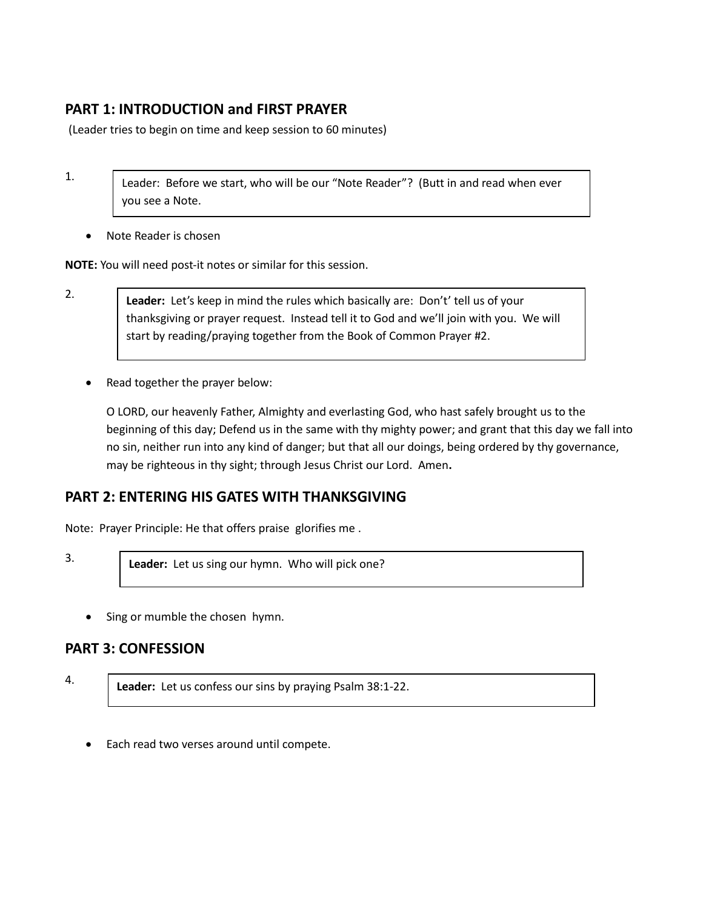## PART 1: INTRODUCTION and FIRST PRAYER

(Leader tries to begin on time and keep session to 60 minutes)

1.

> Leader: Before we start, who will be our “Note Reader”? (Butt in and read when ever you see a Note.

- Note Reader is chosen

**NOTE:** You will need post-it notes or similar for this session.

2.

> **Leader:** Let’s keep in mind the rules which basically are: Don’t’ tell us of your thanksgiving or prayer request. Instead tell it to God and we’ll join with you. We will start by reading/praying together from the Book of Common Prayer #2.

- Read together the prayer below:

  O LORD, our heavenly Father, Almighty and everlasting God, who hast safely brought us to the beginning of this day; Defend us in the same with thy mighty power; and grant that this day we fall into no sin, neither run into any kind of danger; but that all our doings, being ordered by thy governance, may be righteous in thy sight; through Jesus Christ our Lord. Amen**.**

## PART 2: ENTERING HIS GATES WITH THANKSGIVING

Note: Prayer Principle: He that offers praise glorifies me .

3.

> **Leader:** Let us sing our hymn. Who will pick one?

- Sing or mumble the chosen hymn.

## PART 3: CONFESSION

4.

> **Leader:** Let us confess our sins by praying Psalm 38:1-22.

- Each read two verses around until compete.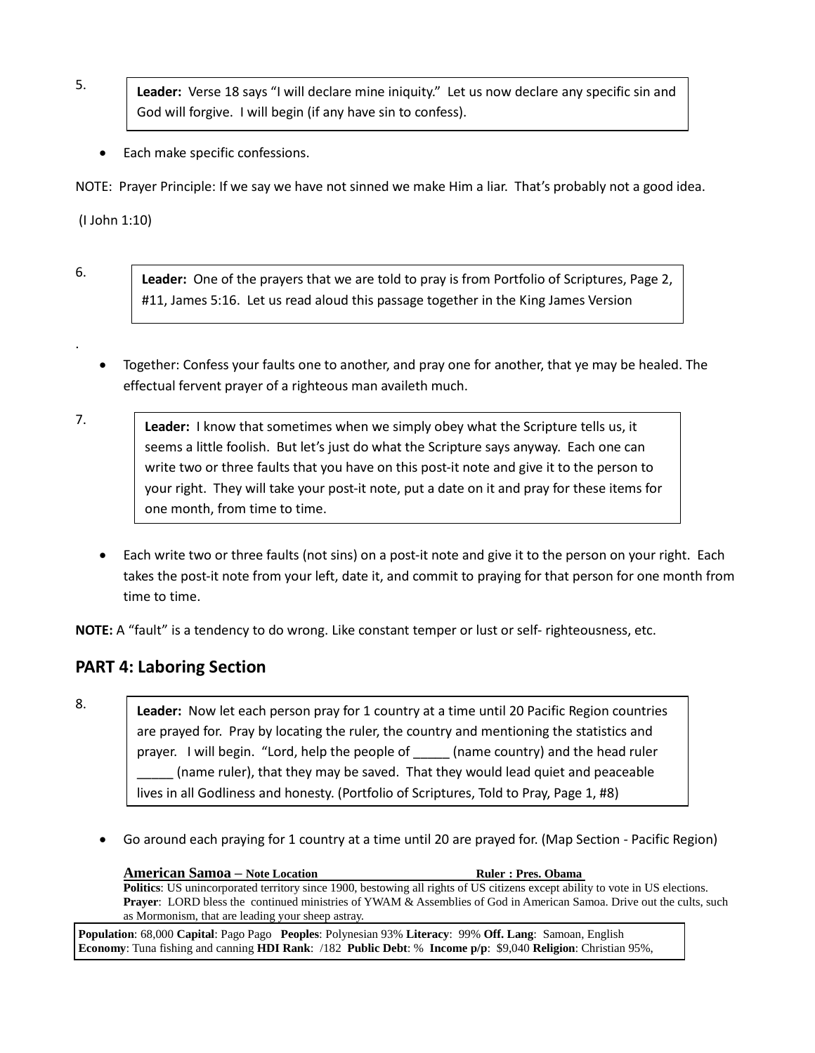5.

**Leader:** Verse 18 says "I will declare mine iniquity." Let us now declare any specific sin and God will forgive. I will begin (if any have sin to confess).

- Each make specific confessions.

NOTE: Prayer Principle: If we say we have not sinned we make Him a liar. That's probably not a good idea.

(I John 1:10)

6.

**Leader:** One of the prayers that we are told to pray is from Portfolio of Scriptures, Page 2, #11, James 5:16. Let us read aloud this passage together in the King James Version

- Together: Confess your faults one to another, and pray one for another, that ye may be healed. The effectual fervent prayer of a righteous man availeth much.

7.

**Leader:** I know that sometimes when we simply obey what the Scripture tells us, it seems a little foolish. But let's just do what the Scripture says anyway. Each one can write two or three faults that you have on this post-it note and give it to the person to your right. They will take your post-it note, put a date on it and pray for these items for one month, from time to time.

- Each write two or three faults (not sins) on a post-it note and give it to the person on your right. Each takes the post-it note from your left, date it, and commit to praying for that person for one month from time to time.

**NOTE:** A "fault" is a tendency to do wrong. Like constant temper or lust or self- righteousness, etc.

## PART 4: Laboring Section

8.

**Leader:** Now let each person pray for 1 country at a time until 20 Pacific Region countries are prayed for. Pray by locating the ruler, the country and mentioning the statistics and prayer. I will begin. "Lord, help the people of _____ (name country) and the head ruler _____ (name ruler), that they may be saved. That they would lead quiet and peaceable lives in all Godliness and honesty. (Portfolio of Scriptures, Told to Pray, Page 1, #8)

- Go around each praying for 1 country at a time until 20 are prayed for. (Map Section - Pacific Region)

**American Samoa – Note Location** **Ruler : Pres. Obama**

**Politics**: US unincorporated territory since 1900, bestowing all rights of US citizens except ability to vote in US elections.
**Prayer**: LORD bless the continued ministries of YWAM & Assemblies of God in American Samoa. Drive out the cults, such as Mormonism, that are leading your sheep astray.

**Population**: 68,000 **Capital**: Pago Pago **Peoples**: Polynesian 93% **Literacy**: 99% **Off. Lang**: Samoan, English
**Economy**: Tuna fishing and canning **HDI Rank**: /182 **Public Debt**: % **Income p/p**: $9,040 **Religion**: Christian 95%,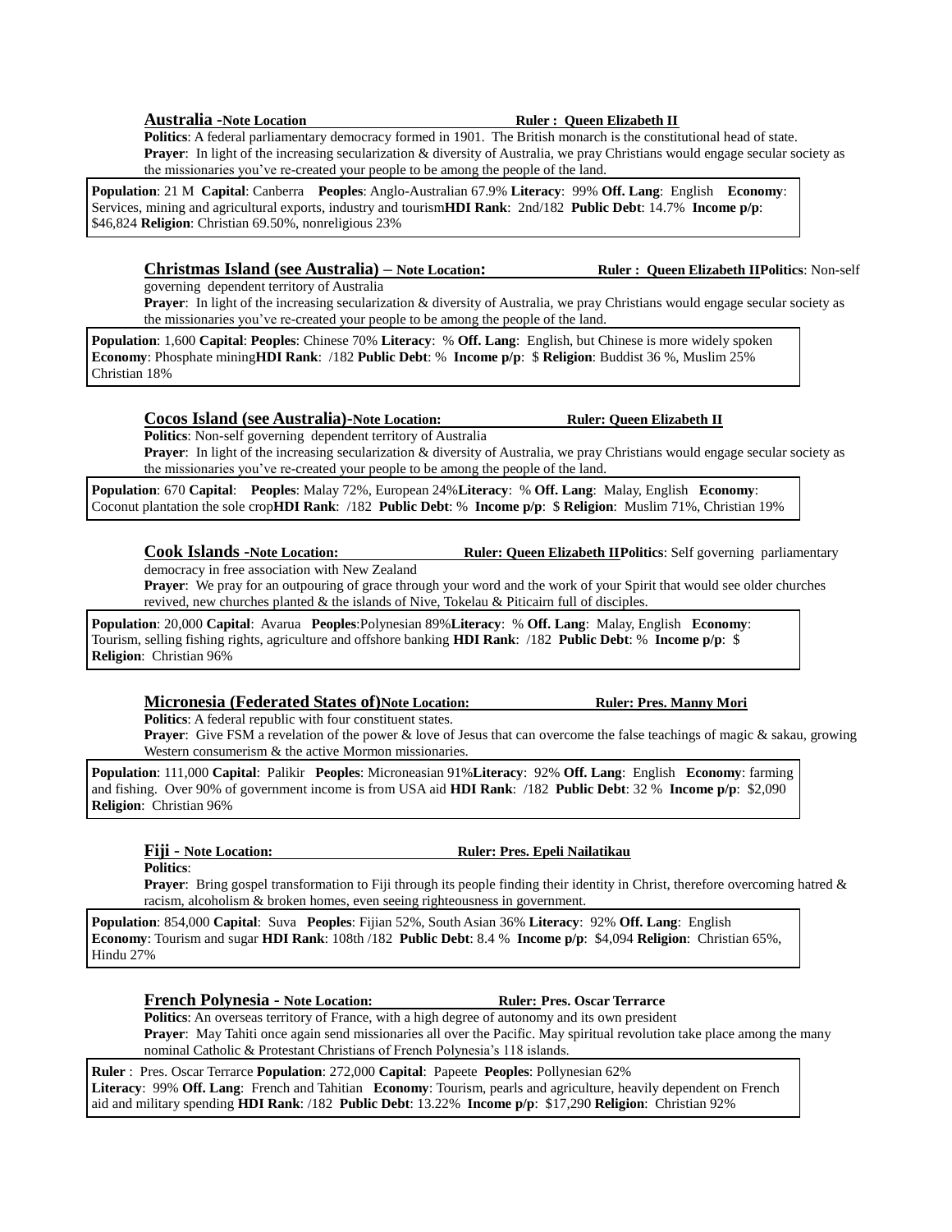**Australia -Note Location** **Ruler : Queen Elizabeth II**

**Politics**: A federal parliamentary democracy formed in 1901. The British monarch is the constitutional head of state.
**Prayer**: In light of the increasing secularization & diversity of Australia, we pray Christians would engage secular society as the missionaries you've re-created your people to be among the people of the land.

**Population**: 21 M **Capital**: Canberra **Peoples**: Anglo-Australian 67.9% **Literacy**: 99% **Off. Lang**: English **Economy**: Services, mining and agricultural exports, industry and tourism **HDI Rank**: 2nd/182 **Public Debt**: 14.7% **Income p/p**: $46,824 **Religion**: Christian 69.50%, nonreligious 23%

**Christmas Island (see Australia) – Note Location:** **Ruler : Queen Elizabeth II** **Politics**: Non-self governing dependent territory of Australia
**Prayer**: In light of the increasing secularization & diversity of Australia, we pray Christians would engage secular society as the missionaries you've re-created your people to be among the people of the land.

**Population**: 1,600 **Capital**: **Peoples**: Chinese 70% **Literacy**: % **Off. Lang**: English, but Chinese is more widely spoken **Economy**: Phosphate mining **HDI Rank**: /182 **Public Debt**: % **Income p/p**: $ **Religion**: Buddist 36 %, Muslim 25% Christian 18%

**Cocos Island (see Australia)-Note Location:** **Ruler: Queen Elizabeth II**

**Politics**: Non-self governing dependent territory of Australia
**Prayer**: In light of the increasing secularization & diversity of Australia, we pray Christians would engage secular society as the missionaries you've re-created your people to be among the people of the land.

**Population**: 670 **Capital**: **Peoples**: Malay 72%, European 24% **Literacy**: % **Off. Lang**: Malay, English **Economy**: Coconut plantation the sole crop **HDI Rank**: /182 **Public Debt**: % **Income p/p**: $ **Religion**: Muslim 71%, Christian 19%

**Cook Islands -Note Location:** **Ruler: Queen Elizabeth II** **Politics**: Self governing parliamentary democracy in free association with New Zealand
**Prayer**: We pray for an outpouring of grace through your word and the work of your Spirit that would see older churches revived, new churches planted & the islands of Nive, Tokelau & Piticairn full of disciples.

**Population**: 20,000 **Capital**: Avarua **Peoples**:Polynesian 89% **Literacy**: % **Off. Lang**: Malay, English **Economy**: Tourism, selling fishing rights, agriculture and offshore banking **HDI Rank**: /182 **Public Debt**: % **Income p/p**: $ **Religion**: Christian 96%

**Micronesia (Federated States of) Note Location:** **Ruler: Pres. Manny Mori**

**Politics**: A federal republic with four constituent states.
**Prayer**: Give FSM a revelation of the power & love of Jesus that can overcome the false teachings of magic & sakau, growing Western consumerism & the active Mormon missionaries.

**Population**: 111,000 **Capital**: Palikir **Peoples**: Microneasian 91% **Literacy**: 92% **Off. Lang**: English **Economy**: farming and fishing. Over 90% of government income is from USA aid **HDI Rank**: /182 **Public Debt**: 32 % **Income p/p**: $2,090 **Religion**: Christian 96%

**Fiji - Note Location:** **Ruler: Pres. Epeli Nailatikau**

**Politics**:
**Prayer**: Bring gospel transformation to Fiji through its people finding their identity in Christ, therefore overcoming hatred & racism, alcoholism & broken homes, even seeing righteousness in government.

**Population**: 854,000 **Capital**: Suva **Peoples**: Fijian 52%, South Asian 36% **Literacy**: 92% **Off. Lang**: English **Economy**: Tourism and sugar **HDI Rank**: 108th /182 **Public Debt**: 8.4 % **Income p/p**: $4,094 **Religion**: Christian 65%, Hindu 27%

**French Polynesia - Note Location:** **Ruler: Pres. Oscar Terrarce**

**Politics**: An overseas territory of France, with a high degree of autonomy and its own president
**Prayer**: May Tahiti once again send missionaries all over the Pacific. May spiritual revolution take place among the many nominal Catholic & Protestant Christians of French Polynesia's 118 islands.

**Ruler** : Pres. Oscar Terrarce **Population**: 272,000 **Capital**: Papeete **Peoples**: Pollynesian 62% **Literacy**: 99% **Off. Lang**: French and Tahitian **Economy**: Tourism, pearls and agriculture, heavily dependent on French aid and military spending **HDI Rank**: /182 **Public Debt**: 13.22% **Income p/p**: $17,290 **Religion**: Christian 92%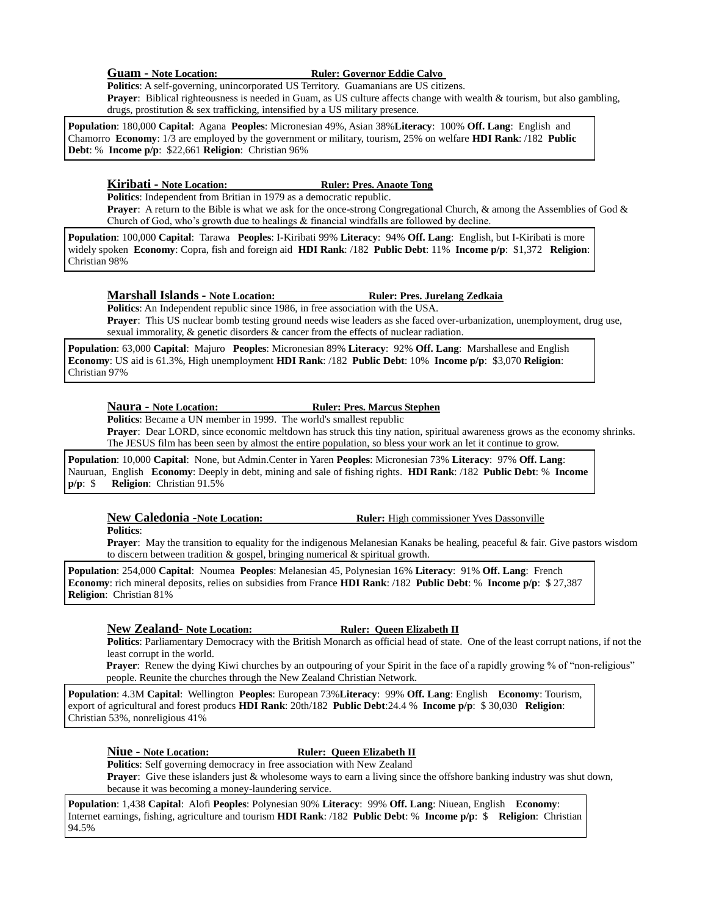**Guam - Note Location: Ruler: Governor Eddie Calvo**

**Politics**: A self-governing, unincorporated US Territory. Guamanians are US citizens.
**Prayer**: Biblical righteousness is needed in Guam, as US culture affects change with wealth & tourism, but also gambling, drugs, prostitution & sex trafficking, intensified by a US military presence.

**Population**: 180,000 **Capital**: Agana **Peoples**: Micronesian 49%, Asian 38%**Literacy**: 100% **Off. Lang**: English and Chamorro **Economy**: 1/3 are employed by the government or military, tourism, 25% on welfare **HDI Rank**: /182 **Public Debt**: % **Income p/p**: $22,661 **Religion**: Christian 96%

**Kiribati - Note Location: Ruler: Pres. Anaote Tong**

**Politics**: Independent from Britian in 1979 as a democratic republic.
**Prayer**: A return to the Bible is what we ask for the once-strong Congregational Church, & among the Assemblies of God & Church of God, who's growth due to healings & financial windfalls are followed by decline.

**Population**: 100,000 **Capital**: Tarawa **Peoples**: I-Kiribati 99% **Literacy**: 94% **Off. Lang**: English, but I-Kiribati is more widely spoken **Economy**: Copra, fish and foreign aid **HDI Rank**: /182 **Public Debt**: 11% **Income p/p**: $1,372 **Religion**: Christian 98%

**Marshall Islands - Note Location: Ruler: Pres. Jurelang Zedkaia**

**Politics**: An Independent republic since 1986, in free association with the USA.
**Prayer**: This US nuclear bomb testing ground needs wise leaders as she faced over-urbanization, unemployment, drug use, sexual immorality, & genetic disorders & cancer from the effects of nuclear radiation.

**Population**: 63,000 **Capital**: Majuro **Peoples**: Micronesian 89% **Literacy**: 92% **Off. Lang**: Marshallese and English **Economy**: US aid is 61.3%, High unemployment **HDI Rank**: /182 **Public Debt**: 10% **Income p/p**: $3,070 **Religion**: Christian 97%

**Naura - Note Location: Ruler: Pres. Marcus Stephen**

**Politics**: Became a UN member in 1999. The world's smallest republic
**Prayer**: Dear LORD, since economic meltdown has struck this tiny nation, spiritual awareness grows as the economy shrinks. The JESUS film has been seen by almost the entire population, so bless your work an let it continue to grow.

**Population**: 10,000 **Capital**: None, but Admin.Center in Yaren **Peoples**: Micronesian 73% **Literacy**: 97% **Off. Lang**: Nauruan, English **Economy**: Deeply in debt, mining and sale of fishing rights. **HDI Rank**: /182 **Public Debt**: % **Income p/p**: $ **Religion**: Christian 91.5%

**New Caledonia -Note Location: Ruler:** High commissioner Yves Dassonville

**Politics**:
**Prayer**: May the transition to equality for the indigenous Melanesian Kanaks be healing, peaceful & fair. Give pastors wisdom to discern between tradition & gospel, bringing numerical & spiritual growth.

**Population**: 254,000 **Capital**: Noumea **Peoples**: Melanesian 45, Polynesian 16% **Literacy**: 91% **Off. Lang**: French **Economy**: rich mineral deposits, relies on subsidies from France **HDI Rank**: /182 **Public Debt**: % **Income p/p**: $ 27,387 **Religion**: Christian 81%

**New Zealand- Note Location: Ruler: Queen Elizabeth II**

**Politics**: Parliamentary Democracy with the British Monarch as official head of state. One of the least corrupt nations, if not the least corrupt in the world.
**Prayer**: Renew the dying Kiwi churches by an outpouring of your Spirit in the face of a rapidly growing % of "non-religious" people. Reunite the churches through the New Zealand Christian Network.

**Population**: 4.3M **Capital**: Wellington **Peoples**: European 73%**Literacy**: 99% **Off. Lang**: English **Economy**: Tourism, export of agricultural and forest producs **HDI Rank**: 20th/182 **Public Debt**:24.4 % **Income p/p**: $ 30,030 **Religion**: Christian 53%, nonreligious 41%

**Niue - Note Location: Ruler: Queen Elizabeth II**

**Politics**: Self governing democracy in free association with New Zealand
**Prayer**: Give these islanders just & wholesome ways to earn a living since the offshore banking industry was shut down, because it was becoming a money-laundering service.

**Population**: 1,438 **Capital**: Alofi **Peoples**: Polynesian 90% **Literacy**: 99% **Off. Lang**: Niuean, English **Economy**: Internet earnings, fishing, agriculture and tourism **HDI Rank**: /182 **Public Debt**: % **Income p/p**: $ **Religion**: Christian 94.5%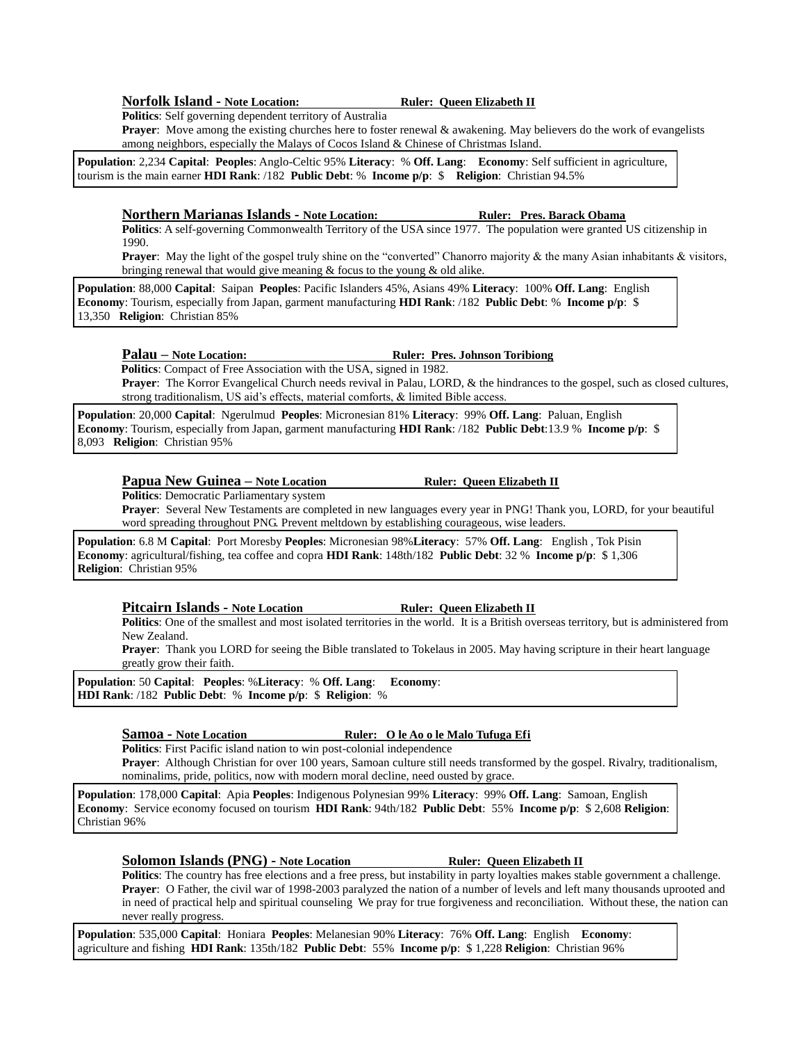**Norfolk Island - Note Location: Ruler: Queen Elizabeth II**

**Politics**: Self governing dependent territory of Australia

**Prayer**: Move among the existing churches here to foster renewal & awakening. May believers do the work of evangelists among neighbors, especially the Malays of Cocos Island & Chinese of Christmas Island.

**Population**: 2,234 **Capital**: **Peoples**: Anglo-Celtic 95% **Literacy**: % **Off. Lang**: **Economy**: Self sufficient in agriculture, tourism is the main earner **HDI Rank**: /182 **Public Debt**: % **Income p/p**: $ **Religion**: Christian 94.5%

**Northern Marianas Islands - Note Location: Ruler: Pres. Barack Obama**

**Politics**: A self-governing Commonwealth Territory of the USA since 1977. The population were granted US citizenship in 1990.

**Prayer**: May the light of the gospel truly shine on the "converted" Chanorro majority & the many Asian inhabitants & visitors, bringing renewal that would give meaning & focus to the young & old alike.

**Population**: 88,000 **Capital**: Saipan **Peoples**: Pacific Islanders 45%, Asians 49% **Literacy**: 100% **Off. Lang**: English **Economy**: Tourism, especially from Japan, garment manufacturing **HDI Rank**: /182 **Public Debt**: % **Income p/p**: $ 13,350 **Religion**: Christian 85%

**Palau – Note Location: Ruler: Pres. Johnson Toribiong**

**Politics**: Compact of Free Association with the USA, signed in 1982.

**Prayer**: The Korror Evangelical Church needs revival in Palau, LORD, & the hindrances to the gospel, such as closed cultures, strong traditionalism, US aid's effects, material comforts, & limited Bible access.

**Population**: 20,000 **Capital**: Ngerulmud **Peoples**: Micronesian 81% **Literacy**: 99% **Off. Lang**: Paluan, English **Economy**: Tourism, especially from Japan, garment manufacturing **HDI Rank**: /182 **Public Debt**:13.9 % **Income p/p**: $ 8,093 **Religion**: Christian 95%

**Papua New Guinea – Note Location Ruler: Queen Elizabeth II**

**Politics**: Democratic Parliamentary system

**Prayer**: Several New Testaments are completed in new languages every year in PNG! Thank you, LORD, for your beautiful word spreading throughout PNG. Prevent meltdown by establishing courageous, wise leaders.

**Population**: 6.8 M **Capital**: Port Moresby **Peoples**: Micronesian 98%**Literacy**: 57% **Off. Lang**: English , Tok Pisin **Economy**: agricultural/fishing, tea coffee and copra **HDI Rank**: 148th/182 **Public Debt**: 32 % **Income p/p**: $ 1,306 **Religion**: Christian 95%

**Pitcairn Islands - Note Location Ruler: Queen Elizabeth II**

**Politics**: One of the smallest and most isolated territories in the world. It is a British overseas territory, but is administered from New Zealand.

**Prayer**: Thank you LORD for seeing the Bible translated to Tokelaus in 2005. May having scripture in their heart language greatly grow their faith.

**Population**: 50 **Capital**: **Peoples**: %**Literacy**: % **Off. Lang**: **Economy**: **HDI Rank**: /182 **Public Debt**: % **Income p/p**: $ **Religion**: %

**Samoa - Note Location Ruler: O le Ao o le Malo Tufuga Efi**

**Politics**: First Pacific island nation to win post-colonial independence

**Prayer**: Although Christian for over 100 years, Samoan culture still needs transformed by the gospel. Rivalry, traditionalism, nominalims, pride, politics, now with modern moral decline, need ousted by grace.

**Population**: 178,000 **Capital**: Apia **Peoples**: Indigenous Polynesian 99% **Literacy**: 99% **Off. Lang**: Samoan, English **Economy**: Service economy focused on tourism **HDI Rank**: 94th/182 **Public Debt**: 55% **Income p/p**: $ 2,608 **Religion**: Christian 96%

**Solomon Islands (PNG) - Note Location Ruler: Queen Elizabeth II**

**Politics**: The country has free elections and a free press, but instability in party loyalties makes stable government a challenge.

**Prayer**: O Father, the civil war of 1998-2003 paralyzed the nation of a number of levels and left many thousands uprooted and in need of practical help and spiritual counseling We pray for true forgiveness and reconciliation. Without these, the nation can never really progress.

**Population**: 535,000 **Capital**: Honiara **Peoples**: Melanesian 90% **Literacy**: 76% **Off. Lang**: English **Economy**: agriculture and fishing **HDI Rank**: 135th/182 **Public Debt**: 55% **Income p/p**: $ 1,228 **Religion**: Christian 96%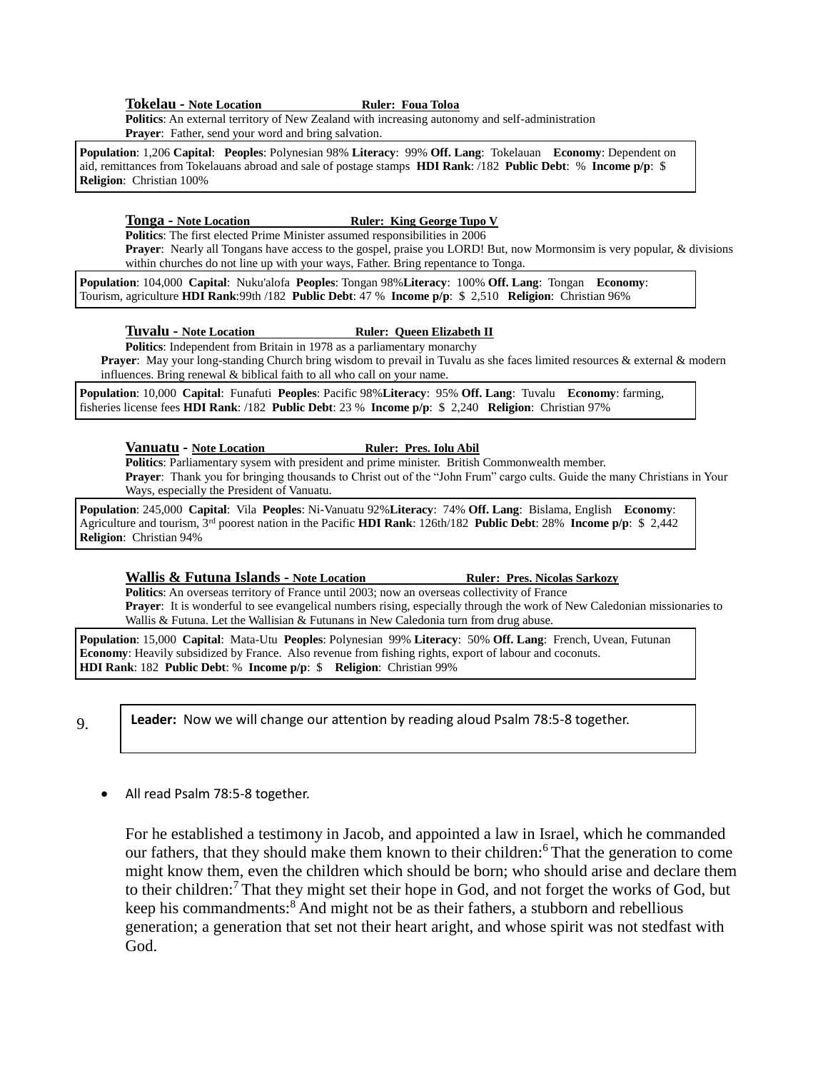**Tokelau - Note Location Ruler: Foua Toloa**

**Politics**: An external territory of New Zealand with increasing autonomy and self-administration

**Prayer**: Father, send your word and bring salvation.

**Population**: 1,206 **Capital**: **Peoples**: Polynesian 98% **Literacy**: 99% **Off. Lang**: Tokelauan **Economy**: Dependent on aid, remittances from Tokelauans abroad and sale of postage stamps **HDI Rank**: /182 **Public Debt**: % **Income p/p**: $ **Religion**: Christian 100%

**Tonga - Note Location Ruler: King George Tupo V**

**Politics**: The first elected Prime Minister assumed responsibilities in 2006

**Prayer**: Nearly all Tongans have access to the gospel, praise you LORD! But, now Mormonsim is very popular, & divisions within churches do not line up with your ways, Father. Bring repentance to Tonga.

**Population**: 104,000 **Capital**: Nuku'alofa **Peoples**: Tongan 98%**Literacy**: 100% **Off. Lang**: Tongan **Economy**: Tourism, agriculture **HDI Rank**:99th /182 **Public Debt**: 47 % **Income p/p**: $ 2,510 **Religion**: Christian 96%

**Tuvalu - Note Location Ruler: Queen Elizabeth II**

**Politics**: Independent from Britain in 1978 as a parliamentary monarchy

**Prayer**: May your long-standing Church bring wisdom to prevail in Tuvalu as she faces limited resources & external & modern influences. Bring renewal & biblical faith to all who call on your name.

**Population**: 10,000 **Capital**: Funafuti **Peoples**: Pacific 98%**Literacy**: 95% **Off. Lang**: Tuvalu **Economy**: farming, fisheries license fees **HDI Rank**: /182 **Public Debt**: 23 % **Income p/p**: $ 2,240 **Religion**: Christian 97%

**Vanuatu - Note Location Ruler: Pres. Iolu Abil**

**Politics**: Parliamentary sysem with president and prime minister. British Commonwealth member.

**Prayer**: Thank you for bringing thousands to Christ out of the "John Frum" cargo cults. Guide the many Christians in Your Ways, especially the President of Vanuatu.

**Population**: 245,000 **Capital**: Vila **Peoples**: Ni-Vanuatu 92%**Literacy**: 74% **Off. Lang**: Bislama, English **Economy**: Agriculture and tourism, 3rd poorest nation in the Pacific **HDI Rank**: 126th/182 **Public Debt**: 28% **Income p/p**: $ 2,442 **Religion**: Christian 94%

**Wallis & Futuna Islands - Note Location Ruler: Pres. Nicolas Sarkozy**

**Politics**: An overseas territory of France until 2003; now an overseas collectivity of France

**Prayer**: It is wonderful to see evangelical numbers rising, especially through the work of New Caledonian missionaries to Wallis & Futuna. Let the Wallisian & Futunans in New Caledonia turn from drug abuse.

**Population**: 15,000 **Capital**: Mata-Utu **Peoples**: Polynesian 99% **Literacy**: 50% **Off. Lang**: French, Uvean, Futunan **Economy**: Heavily subsidized by France. Also revenue from fishing rights, export of labour and coconuts. **HDI Rank**: 182 **Public Debt**: % **Income p/p**: $ **Religion**: Christian 99%

9. **Leader:** Now we will change our attention by reading aloud Psalm 78:5-8 together.

- All read Psalm 78:5-8 together.

For he established a testimony in Jacob, and appointed a law in Israel, which he commanded our fathers, that they should make them known to their children:[6] That the generation to come might know them, even the children which should be born; who should arise and declare them to their children:[7] That they might set their hope in God, and not forget the works of God, but keep his commandments:[8] And might not be as their fathers, a stubborn and rebellious generation; a generation that set not their heart aright, and whose spirit was not stedfast with God.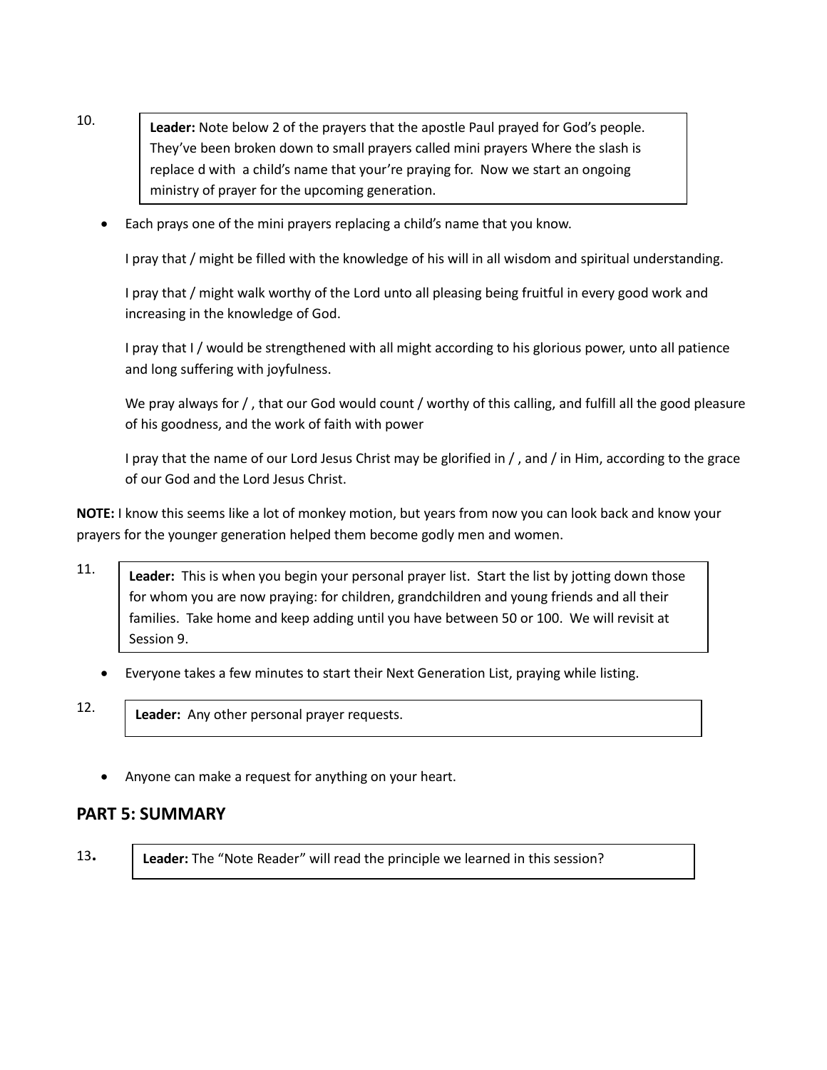10.

**Leader:** Note below 2 of the prayers that the apostle Paul prayed for God's people. They've been broken down to small prayers called mini prayers Where the slash is replace d with a child's name that your're praying for. Now we start an ongoing ministry of prayer for the upcoming generation.

- Each prays one of the mini prayers replacing a child's name that you know.

  I pray that / might be filled with the knowledge of his will in all wisdom and spiritual understanding.

  I pray that / might walk worthy of the Lord unto all pleasing being fruitful in every good work and increasing in the knowledge of God.

  I pray that I / would be strengthened with all might according to his glorious power, unto all patience and long suffering with joyfulness.

  We pray always for / , that our God would count / worthy of this calling, and fulfill all the good pleasure of his goodness, and the work of faith with power

  I pray that the name of our Lord Jesus Christ may be glorified in / , and / in Him, according to the grace of our God and the Lord Jesus Christ.

**NOTE:** I know this seems like a lot of monkey motion, but years from now you can look back and know your prayers for the younger generation helped them become godly men and women.

11.

**Leader:** This is when you begin your personal prayer list. Start the list by jotting down those for whom you are now praying: for children, grandchildren and young friends and all their families. Take home and keep adding until you have between 50 or 100. We will revisit at Session 9.

- Everyone takes a few minutes to start their Next Generation List, praying while listing.

12.

**Leader:** Any other personal prayer requests.

- Anyone can make a request for anything on your heart.

## PART 5: SUMMARY

13.

**Leader:** The "Note Reader" will read the principle we learned in this session?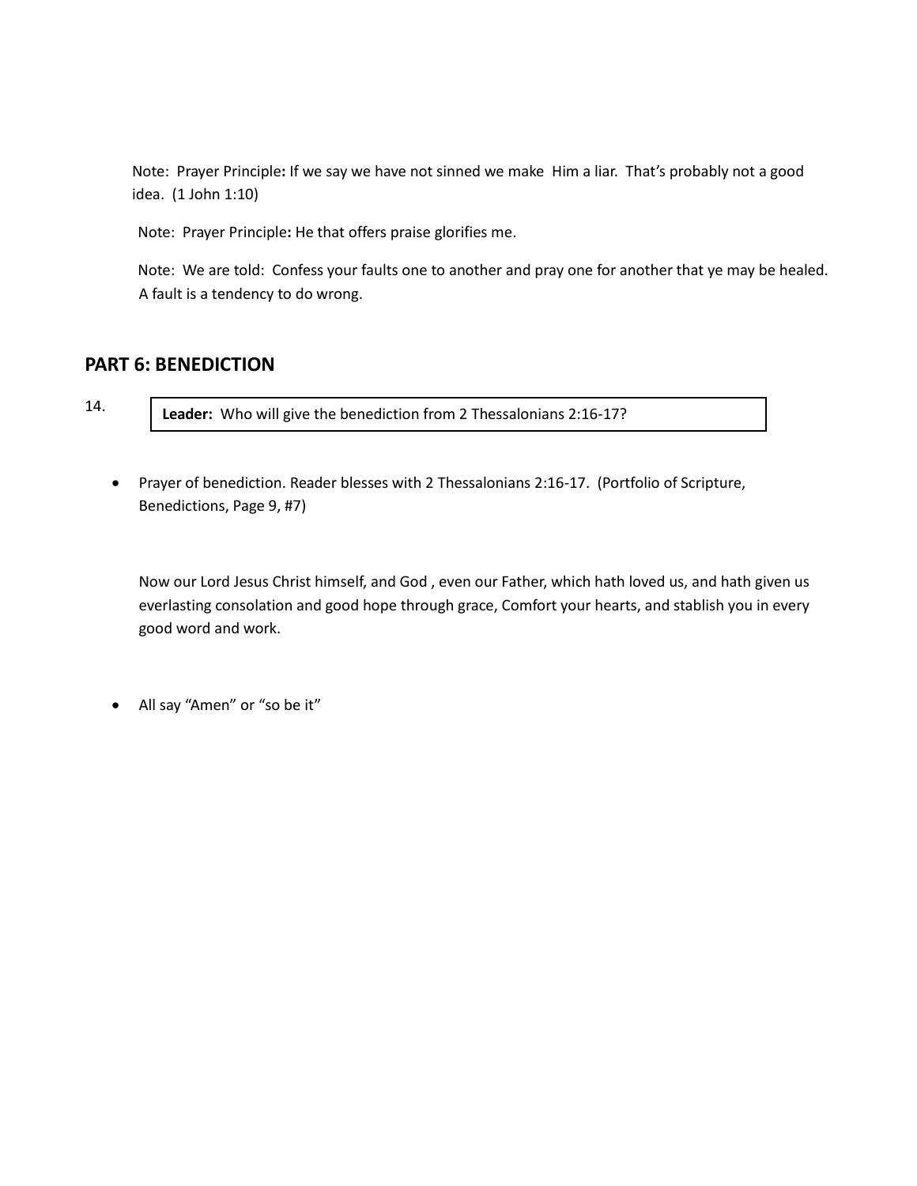Note: Prayer Principle**:** If we say we have not sinned we make Him a liar. That's probably not a good idea. (1 John 1:10)

Note: Prayer Principle**:** He that offers praise glorifies me.

Note: We are told: Confess your faults one to another and pray one for another that ye may be healed. A fault is a tendency to do wrong.

## PART 6: BENEDICTION

14.

> **Leader:** Who will give the benediction from 2 Thessalonians 2:16-17?

- Prayer of benediction. Reader blesses with 2 Thessalonians 2:16-17. (Portfolio of Scripture, Benedictions, Page 9, #7)

Now our Lord Jesus Christ himself, and God , even our Father, which hath loved us, and hath given us everlasting consolation and good hope through grace, Comfort your hearts, and stablish you in every good word and work.

- All say "Amen" or "so be it"